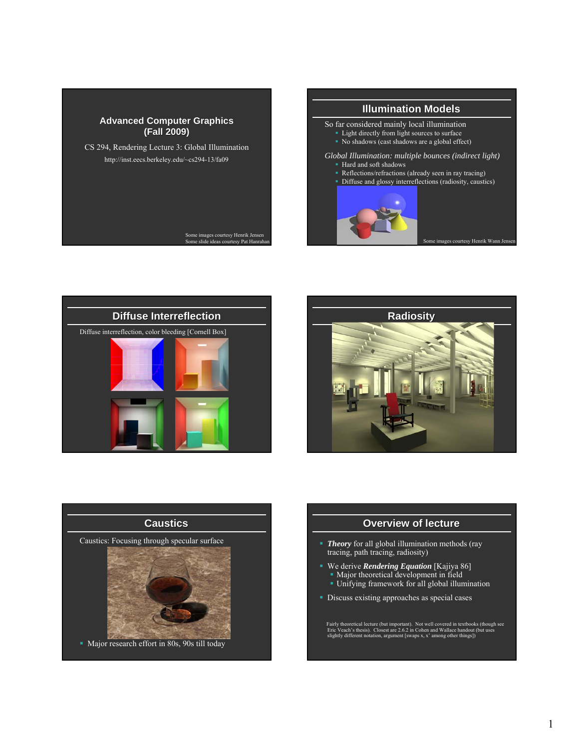## Advanced Computer Graphics (Fall 2009)

CS 294, Rendering Lecture 3: Global Illumination

http://inst.eecs.berkeley.edu/~cs294-13/fa09

Some images courtesy Henrik Jensen
Some slide ideas courtesy Pat Hanrahan

## Illumination Models

So far considered mainly local illumination

- Light directly from light sources to surface
- No shadows (cast shadows are a global effect)

*Global Illumination: multiple bounces (indirect light)*

- Hard and soft shadows
- Reflections/refractions (already seen in ray tracing)
- Diffuse and glossy interreflections (radiosity, caustics)

Some images courtesy Henrik Wann Jensen

## Diffuse Interreflection

Diffuse interreflection, color bleeding [Cornell Box]

## Radiosity

## Caustics

Caustics: Focusing through specular surface

- Major research effort in 80s, 90s till today

## Overview of lecture

- ***Theory*** for all global illumination methods (ray tracing, path tracing, radiosity)
- We derive ***Rendering Equation*** [Kajiya 86]
  - Major theoretical development in field
  - Unifying framework for all global illumination
- Discuss existing approaches as special cases

Fairly theoretical lecture (but important). Not well covered in textbooks (though see Eric Veach's thesis). Closest are 2.6.2 in Cohen and Wallace handout (but uses slightly different notation, argument [swaps x, x' among other things])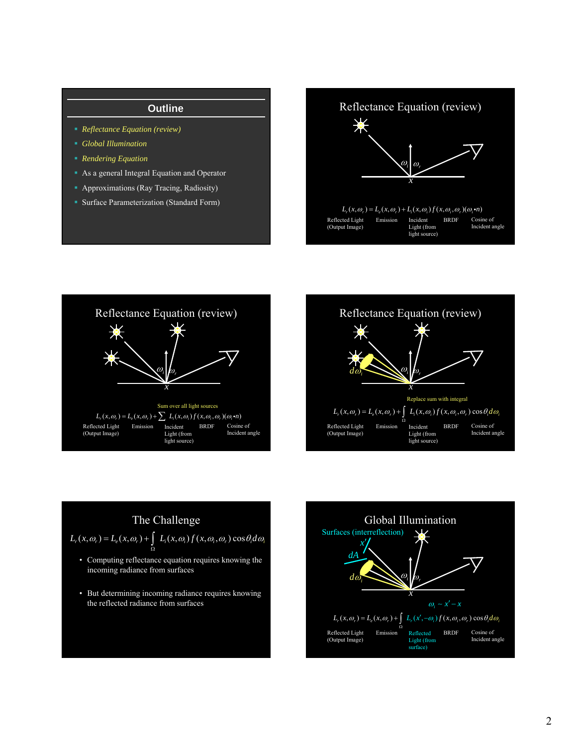## Outline

- *Reflectance Equation (review)*
- *Global Illumination*
- *Rendering Equation*
- As a general Integral Equation and Operator
- Approximations (Ray Tracing, Radiosity)
- Surface Parameterization (Standard Form)

## Reflectance Equation (review)

$$L_r(x,\omega_r) = L_e(x,\omega_r) + L_i(x,\omega_i) f(x,\omega_i,\omega_r)(\omega_i \bullet n)$$

Reflected Light (Output Image) — Emission — Incident Light (from light source) — BRDF — Cosine of Incident angle

## Reflectance Equation (review)

Sum over all light sources

$$L_r(x,\omega_r) = L_e(x,\omega_r) + \sum L_i(x,\omega_i) f(x,\omega_i,\omega_r)(\omega_i \bullet n)$$

Reflected Light (Output Image) — Emission — Incident Light (from light source) — BRDF — Cosine of Incident angle

## Reflectance Equation (review)

Replace sum with integral

$$L_r(x,\omega_r) = L_e(x,\omega_r) + \int_\Omega L_i(x,\omega_i) f(x,\omega_i,\omega_r) \cos\theta_i d\omega_i$$

Reflected Light (Output Image) — Emission — Incident Light (from light source) — BRDF — Cosine of Incident angle

## The Challenge

$$L_r(x,\omega_r) = L_e(x,\omega_r) + \int_\Omega L_i(x,\omega_i) f(x,\omega_i,\omega_r) \cos\theta_i d\omega_i$$

- Computing reflectance equation requires knowing the incoming radiance from surfaces
- But determining incoming radiance requires knowing the reflected radiance from surfaces

## Global Illumination

Surfaces (interreflection)

$$\omega_i \sim x' - x$$

$$L_r(x,\omega_r) = L_e(x,\omega_r) + \int_\Omega L_r(x',-\omega_i) f(x,\omega_i,\omega_r) \cos\theta_i d\omega_i$$

Reflected Light (Output Image) — Emission — Reflected Light (from surface) — BRDF — Cosine of Incident angle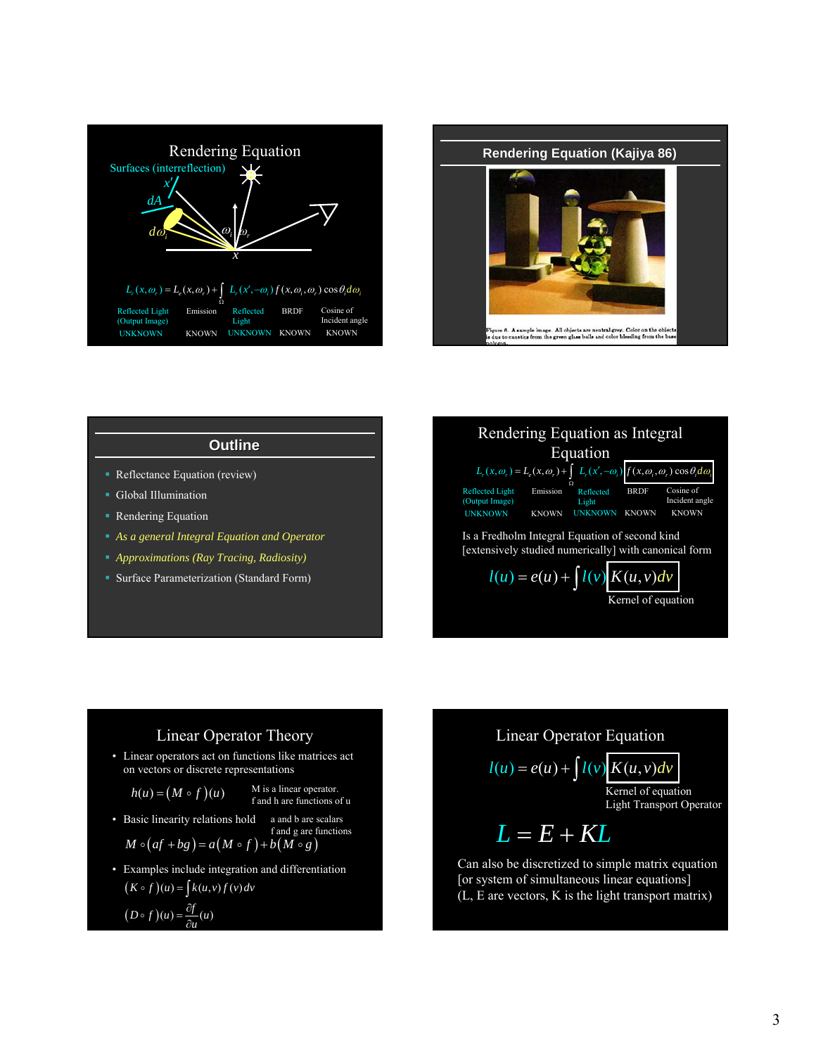## Rendering Equation

Surfaces (interreflection)

$$L_r(x,\omega_r) = L_e(x,\omega_r) + \int_{\Omega} L_r(x',-\omega_i)\, f(x,\omega_i,\omega_r)\cos\theta_i\, d\omega_i$$

| Reflected Light (Output Image) | Emission | Reflected Light | BRDF | Cosine of Incident angle |
|---|---|---|---|---|
| UNKNOWN | KNOWN | UNKNOWN | KNOWN | KNOWN |

## Rendering Equation (Kajiya 86)

Figure 6. A sample image. All objects are neutral grey. Color on the objects is due to caustics from the green glass balls and color bleeding from the base polygons.

## Outline

- Reflectance Equation (review)
- Global Illumination
- Rendering Equation
- *As a general Integral Equation and Operator*
- *Approximations (Ray Tracing, Radiosity)*
- Surface Parameterization (Standard Form)

## Rendering Equation as Integral Equation

$$L_r(x,\omega_r) = L_e(x,\omega_r) + \int_{\Omega} L_r(x',-\omega_i)\, f(x,\omega_i,\omega_r)\cos\theta_i\, d\omega_i$$

| Reflected Light (Output Image) | Emission | Reflected Light | BRDF | Cosine of Incident angle |
|---|---|---|---|---|
| UNKNOWN | KNOWN | UNKNOWN | KNOWN | KNOWN |

Is a Fredholm Integral Equation of second kind [extensively studied numerically] with canonical form

$$l(u) = e(u) + \int l(v)\, K(u,v)\, dv$$

Kernel of equation

## Linear Operator Theory

- Linear operators act on functions like matrices act on vectors or discrete representations

$$h(u) = (M \circ f)(u)$$

M is a linear operator. f and h are functions of u

- Basic linearity relations hold

a and b are scalars, f and g are functions

$$M \circ (af + bg) = a(M \circ f) + b(M \circ g)$$

- Examples include integration and differentiation

$$(K \circ f)(u) = \int k(u,v)\, f(v)\, dv$$

$$(D \circ f)(u) = \frac{\partial f}{\partial u}(u)$$

## Linear Operator Equation

$$l(u) = e(u) + \int l(v)\, K(u,v)\, dv$$

Kernel of equation
Light Transport Operator

$$L = E + KL$$

Can also be discretized to simple matrix equation [or system of simultaneous linear equations] (L, E are vectors, K is the light transport matrix)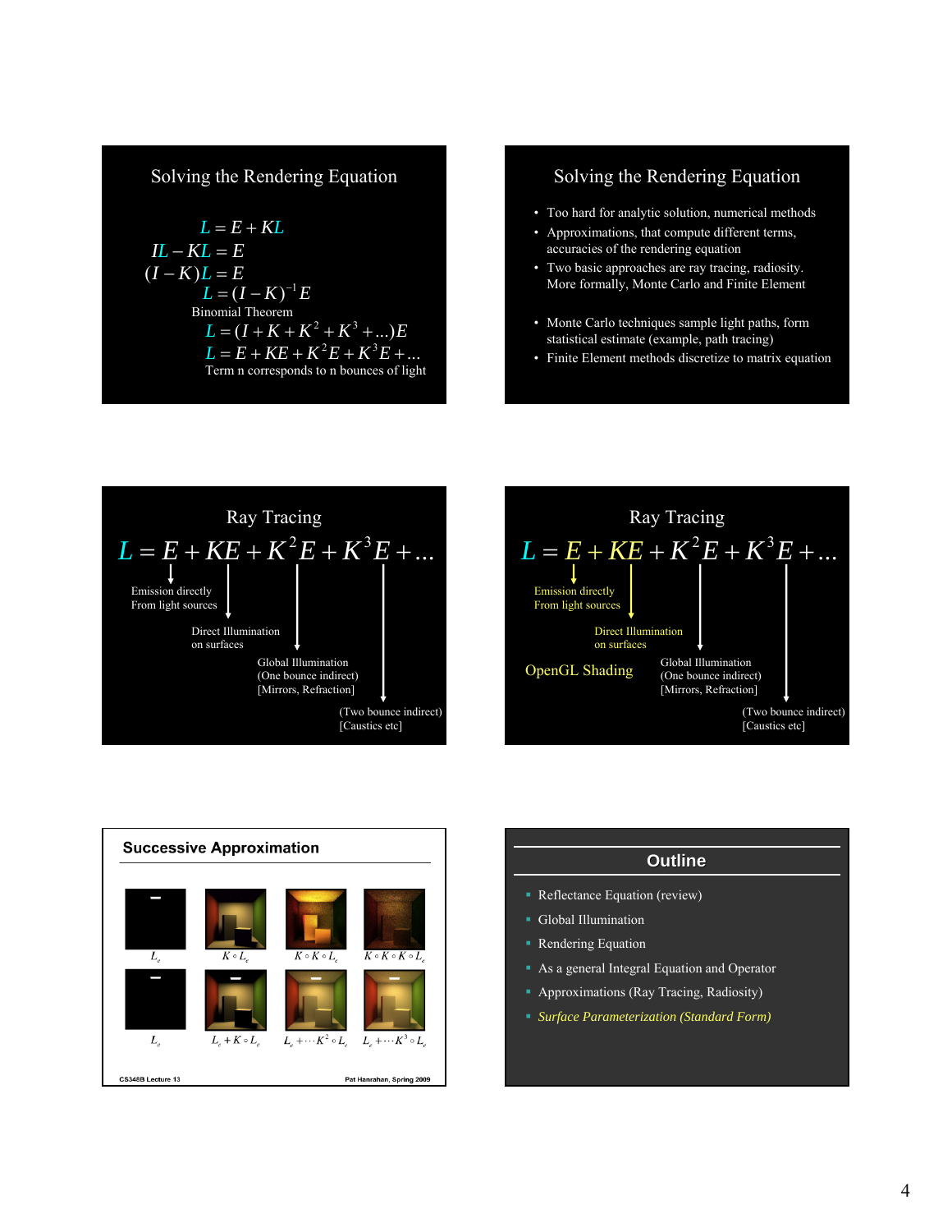## Solving the Rendering Equation

$$L = E + KL$$
$$IL - KL = E$$
$$(I - K)L = E$$
$$L = (I - K)^{-1} E$$

Binomial Theorem

$$L = (I + K + K^2 + K^3 + \ldots)E$$
$$L = E + KE + K^2E + K^3E + \ldots$$

Term n corresponds to n bounces of light

## Solving the Rendering Equation

- Too hard for analytic solution, numerical methods
- Approximations, that compute different terms, accuracies of the rendering equation
- Two basic approaches are ray tracing, radiosity. More formally, Monte Carlo and Finite Element
- Monte Carlo techniques sample light paths, form statistical estimate (example, path tracing)
- Finite Element methods discretize to matrix equation

## Ray Tracing

$$L = E + KE + K^2E + K^3E + \ldots$$

- $E$: Emission directly From light sources
- $KE$: Direct Illumination on surfaces
- $K^2E$: Global Illumination (One bounce indirect) [Mirrors, Refraction]
- $K^3E$: (Two bounce indirect) [Caustics etc]

## Ray Tracing

$$L = E + KE + K^2E + K^3E + \ldots$$

- $E$: Emission directly From light sources
- $KE$: Direct Illumination on surfaces
- $K^2E$: Global Illumination (One bounce indirect) [Mirrors, Refraction]
- $K^3E$: (Two bounce indirect) [Caustics etc]

OpenGL Shading

## Successive Approximation

$L_e$ | $K \circ L_e$ | $K \circ K \circ L_e$ | $K \circ K \circ K \circ L_e$

$L_e$ | $L_e + K \circ L_e$ | $L_e + \cdots K^2 \circ L_e$ | $L_e + \cdots K^3 \circ L_e$

CS348B Lecture 13 — Pat Hanrahan, Spring 2009

## Outline

- Reflectance Equation (review)
- Global Illumination
- Rendering Equation
- As a general Integral Equation and Operator
- Approximations (Ray Tracing, Radiosity)
- *Surface Parameterization (Standard Form)*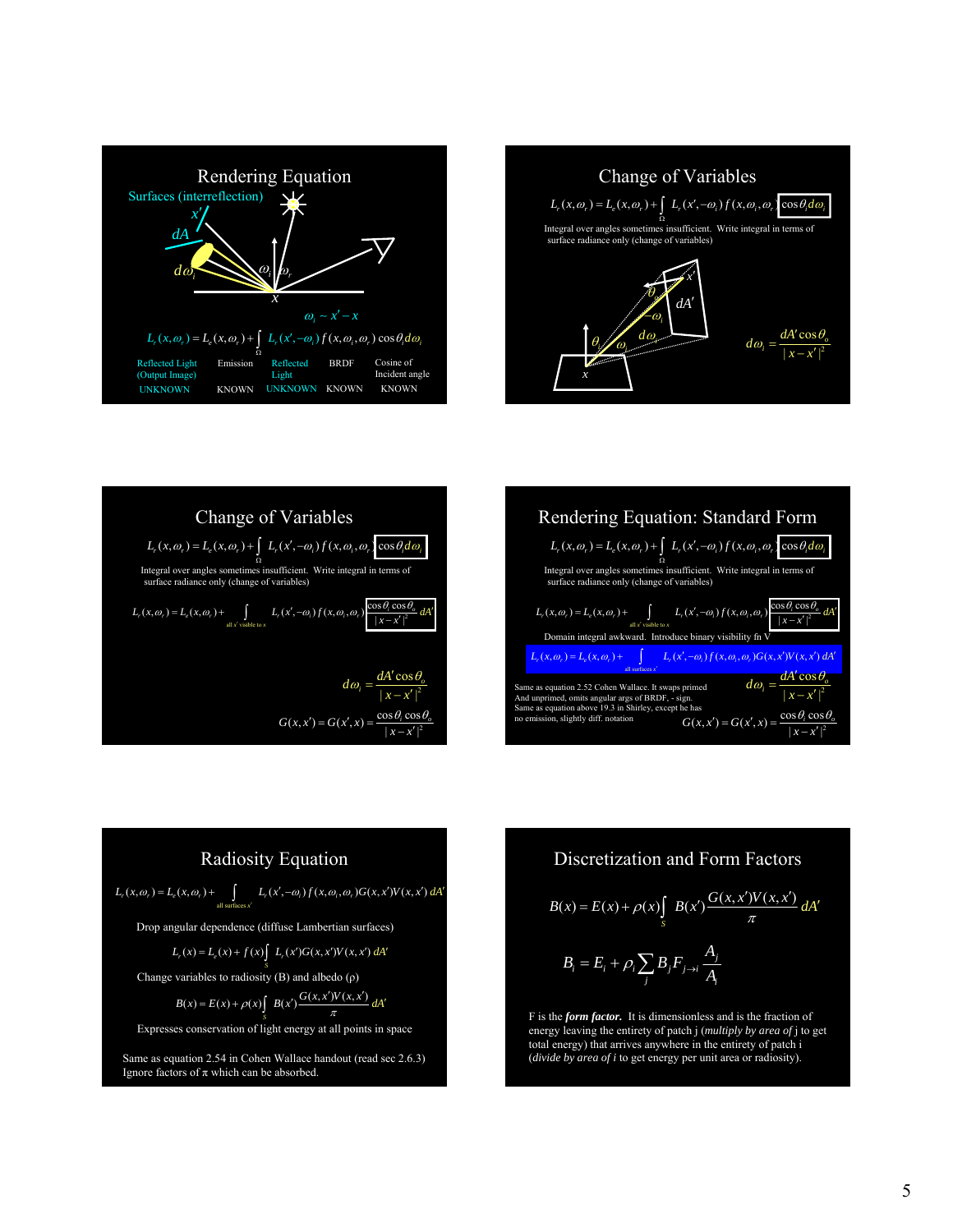## Rendering Equation

Surfaces (interreflection)

$$L_r(x,\omega_r) = L_e(x,\omega_r) + \int_\Omega L_r(x',-\omega_i)\, f(x,\omega_i,\omega_r)\cos\theta_i\, d\omega_i$$

$\omega_i \sim x' - x$

| Reflected Light (Output Image) | Emission | Reflected Light | BRDF | Cosine of Incident angle |
|---|---|---|---|---|
| UNKNOWN | KNOWN | UNKNOWN | KNOWN | KNOWN |

## Change of Variables

$$L_r(x,\omega_r) = L_e(x,\omega_r) + \int_\Omega L_r(x',-\omega_i)\, f(x,\omega_i,\omega_r)\cos\theta_i\, d\omega_i$$

Integral over angles sometimes insufficient. Write integral in terms of surface radiance only (change of variables)

$$d\omega_i = \frac{dA'\cos\theta_o}{|x-x'|^2}$$

## Change of Variables

$$L_r(x,\omega_r) = L_e(x,\omega_r) + \int_\Omega L_r(x',-\omega_i)\, f(x,\omega_i,\omega_r)\cos\theta_i\, d\omega_i$$

Integral over angles sometimes insufficient. Write integral in terms of surface radiance only (change of variables)

$$L_r(x,\omega_r) = L_e(x,\omega_r) + \int_{\text{all } x' \text{ visible to } x} L_r(x',-\omega_i)\, f(x,\omega_i,\omega_r)\frac{\cos\theta_i\cos\theta_o}{|x-x'|^2}\, dA'$$

$$d\omega_i = \frac{dA'\cos\theta_o}{|x-x'|^2}$$

$$G(x,x') = G(x',x) = \frac{\cos\theta_i\cos\theta_o}{|x-x'|^2}$$

## Rendering Equation: Standard Form

$$L_r(x,\omega_r) = L_e(x,\omega_r) + \int_\Omega L_r(x',-\omega_i)\, f(x,\omega_i,\omega_r)\cos\theta_i\, d\omega_i$$

Integral over angles sometimes insufficient. Write integral in terms of surface radiance only (change of variables)

$$L_r(x,\omega_r) = L_e(x,\omega_r) + \int_{\text{all } x' \text{ visible to } x} L_r(x',-\omega_i)\, f(x,\omega_i,\omega_r)\frac{\cos\theta_i\cos\theta_o}{|x-x'|^2}\, dA'$$

Domain integral awkward. Introduce binary visibility fn V

$$L_r(x,\omega_r) = L_e(x,\omega_r) + \int_{\text{all surfaces } x'} L_r(x',-\omega_i)\, f(x,\omega_i,\omega_r)G(x,x')V(x,x')\, dA'$$

Same as equation 2.52 Cohen Wallace. It swaps primed And unprimed, omits angular args of BRDF, - sign. Same as equation above 19.3 in Shirley, except he has no emission, slightly diff. notation

$$d\omega_i = \frac{dA'\cos\theta_o}{|x-x'|^2}$$

$$G(x,x') = G(x',x) = \frac{\cos\theta_i\cos\theta_o}{|x-x'|^2}$$

## Radiosity Equation

$$L_r(x,\omega_r) = L_e(x,\omega_r) + \int_{\text{all surfaces } x'} L_r(x',-\omega_i)\, f(x,\omega_i,\omega_r)G(x,x')V(x,x')\, dA'$$

Drop angular dependence (diffuse Lambertian surfaces)

$$L_r(x) = L_e(x) + f(x)\int_S L_r(x')G(x,x')V(x,x')\, dA'$$

Change variables to radiosity (B) and albedo ($\rho$)

$$B(x) = E(x) + \rho(x)\int_S B(x')\frac{G(x,x')V(x,x')}{\pi}\, dA'$$

Expresses conservation of light energy at all points in space

Same as equation 2.54 in Cohen Wallace handout (read sec 2.6.3)
Ignore factors of $\pi$ which can be absorbed.

## Discretization and Form Factors

$$B(x) = E(x) + \rho(x)\int_S B(x')\frac{G(x,x')V(x,x')}{\pi}\, dA'$$

$$B_i = E_i + \rho_i \sum_j B_j F_{j\to i}\frac{A_j}{A_i}$$

F is the ***form factor.*** It is dimensionless and is the fraction of energy leaving the entirety of patch j (*multiply by area of* j to get total energy) that arrives anywhere in the entirety of patch i (*divide by area of i* to get energy per unit area or radiosity).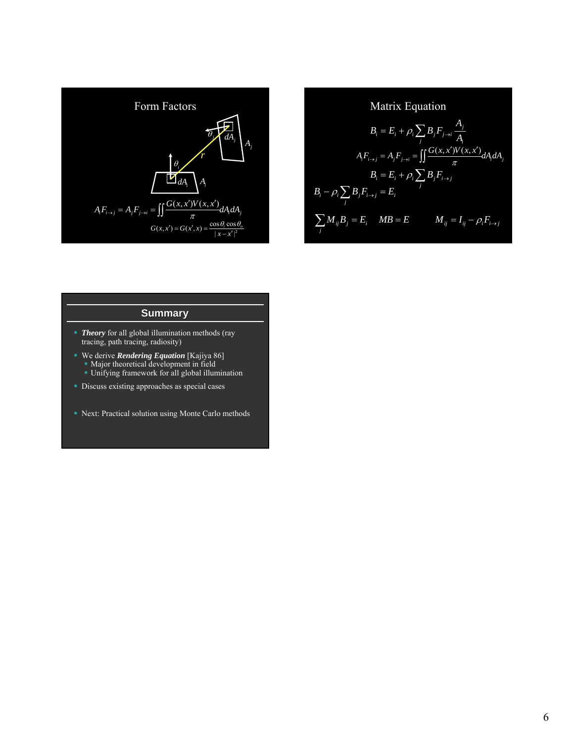## Form Factors

$\theta_j$ $dA_j$ $A_j$

$\theta_i$ $r$

$dA_i$ $A_i$

$$A_i F_{i\to j} = A_j F_{j\to i} = \iint \frac{G(x,x')V(x,x')}{\pi} dA_i dA_j$$

$$G(x,x') = G(x',x) = \frac{\cos\theta_i \cos\theta_o}{|x-x'|^2}$$

## Matrix Equation

$$B_i = E_i + \rho_i \sum_j B_j F_{j\to i} \frac{A_j}{A_i}$$

$$A_i F_{i\to j} = A_j F_{j\to i} = \iint \frac{G(x,x')V(x,x')}{\pi} dA_i dA_j$$

$$B_i = E_i + \rho_i \sum_j B_j F_{i\to j}$$

$$B_i - \rho_i \sum_j B_j F_{i\to j} = E_i$$

$$\sum_j M_{ij} B_j = E_i \qquad MB = E \qquad M_{ij} = I_{ij} - \rho_i F_{i\to j}$$

## Summary

- ***Theory*** for all global illumination methods (ray tracing, path tracing, radiosity)
- We derive ***Rendering Equation*** [Kajiya 86]
  - Major theoretical development in field
  - Unifying framework for all global illumination
- Discuss existing approaches as special cases
- Next: Practical solution using Monte Carlo methods